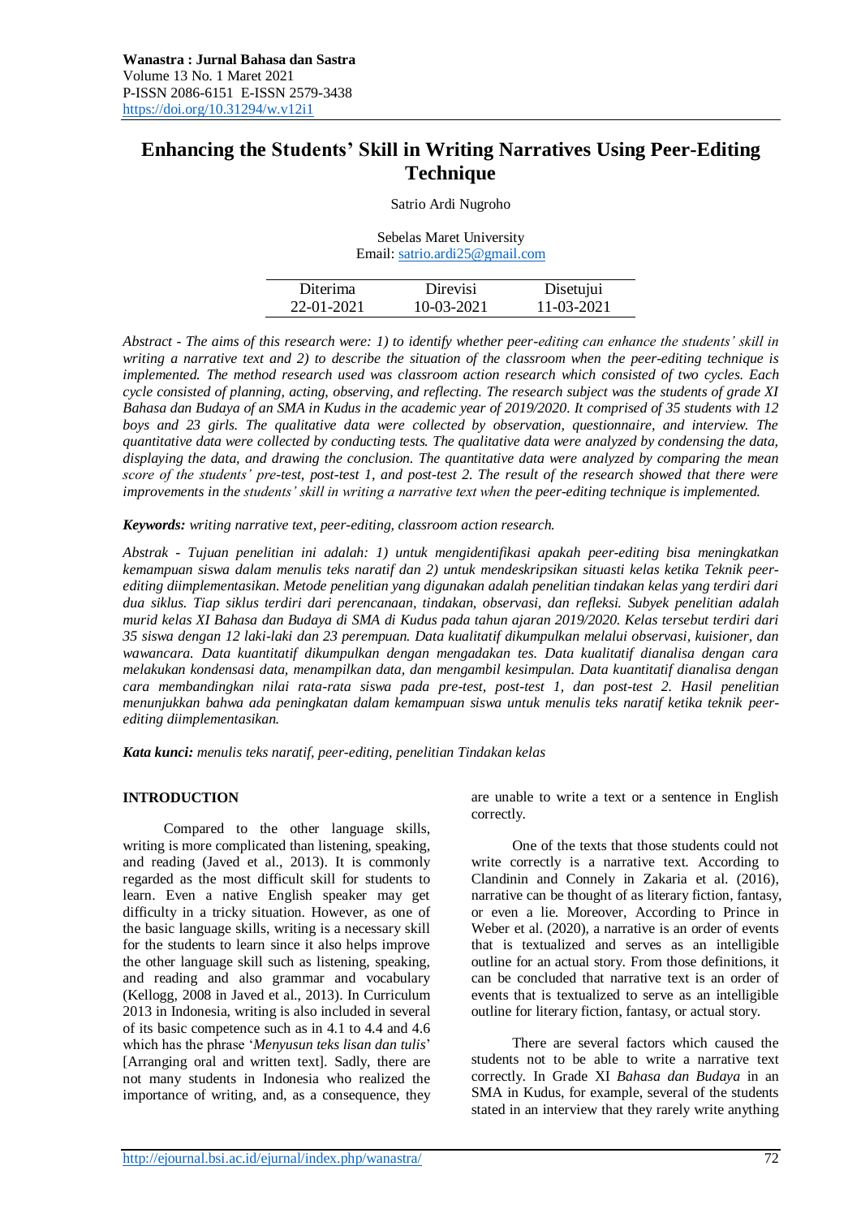**Wanastra : Jurnal Bahasa dan Sastra**
Volume 13 No. 1 Maret 2021
P-ISSN 2086-6151 E-ISSN 2579-3438
https://doi.org/10.31294/w.v12i1

# Enhancing the Students' Skill in Writing Narratives Using Peer-Editing Technique

Satrio Ardi Nugroho

Sebelas Maret University
Email: satrio.ardi25@gmail.com

| Diterima | Direvisi | Disetujui |
|---|---|---|
| 22-01-2021 | 10-03-2021 | 11-03-2021 |

*Abstract - The aims of this research were: 1) to identify whether peer-editing can enhance the students' skill in writing a narrative text and 2) to describe the situation of the classroom when the peer-editing technique is implemented. The method research used was classroom action research which consisted of two cycles. Each cycle consisted of planning, acting, observing, and reflecting. The research subject was the students of grade XI Bahasa dan Budaya of an SMA in Kudus in the academic year of 2019/2020. It comprised of 35 students with 12 boys and 23 girls. The qualitative data were collected by observation, questionnaire, and interview. The quantitative data were collected by conducting tests. The qualitative data were analyzed by condensing the data, displaying the data, and drawing the conclusion. The quantitative data were analyzed by comparing the mean score of the students' pre-test, post-test 1, and post-test 2. The result of the research showed that there were improvements in the students' skill in writing a narrative text when the peer-editing technique is implemented.*

***Keywords:*** *writing narrative text, peer-editing, classroom action research.*

*Abstrak - Tujuan penelitian ini adalah: 1) untuk mengidentifikasi apakah peer-editing bisa meningkatkan kemampuan siswa dalam menulis teks naratif dan 2) untuk mendeskripsikan situasti kelas ketika Teknik peer-editing diimplementasikan. Metode penelitian yang digunakan adalah penelitian tindakan kelas yang terdiri dari dua siklus. Tiap siklus terdiri dari perencanaan, tindakan, observasi, dan refleksi. Subyek penelitian adalah murid kelas XI Bahasa dan Budaya di SMA di Kudus pada tahun ajaran 2019/2020. Kelas tersebut terdiri dari 35 siswa dengan 12 laki-laki dan 23 perempuan. Data kualitatif dikumpulkan melalui observasi, kuisioner, dan wawancara. Data kuantitatif dikumpulkan dengan mengadakan tes. Data kualitatif dianalisa dengan cara melakukan kondensasi data, menampilkan data, dan mengambil kesimpulan. Data kuantitatif dianalisa dengan cara membandingkan nilai rata-rata siswa pada pre-test, post-test 1, dan post-test 2. Hasil penelitian menunjukkan bahwa ada peningkatan dalam kemampuan siswa untuk menulis teks naratif ketika teknik peer-editing diimplementasikan.*

***Kata kunci:*** *menulis teks naratif, peer-editing, penelitian Tindakan kelas*

## INTRODUCTION

Compared to the other language skills, writing is more complicated than listening, speaking, and reading (Javed et al., 2013). It is commonly regarded as the most difficult skill for students to learn. Even a native English speaker may get difficulty in a tricky situation. However, as one of the basic language skills, writing is a necessary skill for the students to learn since it also helps improve the other language skill such as listening, speaking, and reading and also grammar and vocabulary (Kellogg, 2008 in Javed et al., 2013). In Curriculum 2013 in Indonesia, writing is also included in several of its basic competence such as in 4.1 to 4.4 and 4.6 which has the phrase '*Menyusun teks lisan dan tulis*' [Arranging oral and written text]. Sadly, there are not many students in Indonesia who realized the importance of writing, and, as a consequence, they are unable to write a text or a sentence in English correctly.

One of the texts that those students could not write correctly is a narrative text. According to Clandinin and Connely in Zakaria et al. (2016), narrative can be thought of as literary fiction, fantasy, or even a lie. Moreover, According to Prince in Weber et al. (2020), a narrative is an order of events that is textualized and serves as an intelligible outline for an actual story. From those definitions, it can be concluded that narrative text is an order of events that is textualized to serve as an intelligible outline for literary fiction, fantasy, or actual story.

There are several factors which caused the students not to be able to write a narrative text correctly. In Grade XI *Bahasa dan Budaya* in an SMA in Kudus, for example, several of the students stated in an interview that they rarely write anything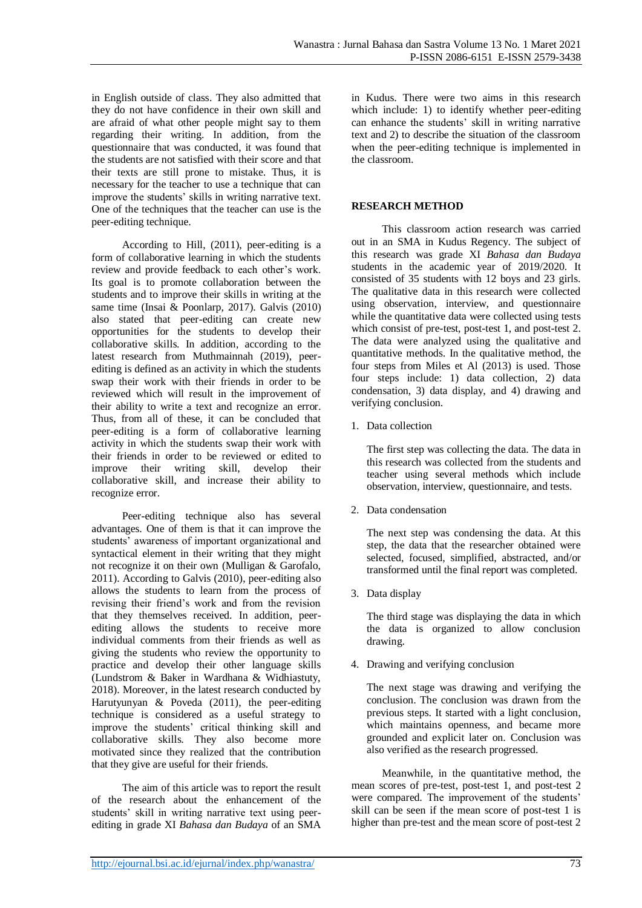in English outside of class. They also admitted that they do not have confidence in their own skill and are afraid of what other people might say to them regarding their writing. In addition, from the questionnaire that was conducted, it was found that the students are not satisfied with their score and that their texts are still prone to mistake. Thus, it is necessary for the teacher to use a technique that can improve the students' skills in writing narrative text. One of the techniques that the teacher can use is the peer-editing technique.

According to Hill, (2011), peer-editing is a form of collaborative learning in which the students review and provide feedback to each other's work. Its goal is to promote collaboration between the students and to improve their skills in writing at the same time (Insai & Poonlarp, 2017). Galvis (2010) also stated that peer-editing can create new opportunities for the students to develop their collaborative skills. In addition, according to the latest research from Muthmainnah (2019), peer-editing is defined as an activity in which the students swap their work with their friends in order to be reviewed which will result in the improvement of their ability to write a text and recognize an error. Thus, from all of these, it can be concluded that peer-editing is a form of collaborative learning activity in which the students swap their work with their friends in order to be reviewed or edited to improve their writing skill, develop their collaborative skill, and increase their ability to recognize error.

Peer-editing technique also has several advantages. One of them is that it can improve the students' awareness of important organizational and syntactical element in their writing that they might not recognize it on their own (Mulligan & Garofalo, 2011). According to Galvis (2010), peer-editing also allows the students to learn from the process of revising their friend's work and from the revision that they themselves received. In addition, peer-editing allows the students to receive more individual comments from their friends as well as giving the students who review the opportunity to practice and develop their other language skills (Lundstrom & Baker in Wardhana & Widhiastuty, 2018). Moreover, in the latest research conducted by Harutyunyan & Poveda (2011), the peer-editing technique is considered as a useful strategy to improve the students' critical thinking skill and collaborative skills. They also become more motivated since they realized that the contribution that they give are useful for their friends.

The aim of this article was to report the result of the research about the enhancement of the students' skill in writing narrative text using peer-editing in grade XI *Bahasa dan Budaya* of an SMA in Kudus. There were two aims in this research which include: 1) to identify whether peer-editing can enhance the students' skill in writing narrative text and 2) to describe the situation of the classroom when the peer-editing technique is implemented in the classroom.

## RESEARCH METHOD

This classroom action research was carried out in an SMA in Kudus Regency. The subject of this research was grade XI *Bahasa dan Budaya* students in the academic year of 2019/2020. It consisted of 35 students with 12 boys and 23 girls. The qualitative data in this research were collected using observation, interview, and questionnaire while the quantitative data were collected using tests which consist of pre-test, post-test 1, and post-test 2. The data were analyzed using the qualitative and quantitative methods. In the qualitative method, the four steps from Miles et Al (2013) is used. Those four steps include: 1) data collection, 2) data condensation, 3) data display, and 4) drawing and verifying conclusion.

1. Data collection

   The first step was collecting the data. The data in this research was collected from the students and teacher using several methods which include observation, interview, questionnaire, and tests.

2. Data condensation

   The next step was condensing the data. At this step, the data that the researcher obtained were selected, focused, simplified, abstracted, and/or transformed until the final report was completed.

3. Data display

   The third stage was displaying the data in which the data is organized to allow conclusion drawing.

4. Drawing and verifying conclusion

   The next stage was drawing and verifying the conclusion. The conclusion was drawn from the previous steps. It started with a light conclusion, which maintains openness, and became more grounded and explicit later on. Conclusion was also verified as the research progressed.

Meanwhile, in the quantitative method, the mean scores of pre-test, post-test 1, and post-test 2 were compared. The improvement of the students' skill can be seen if the mean score of post-test 1 is higher than pre-test and the mean score of post-test 2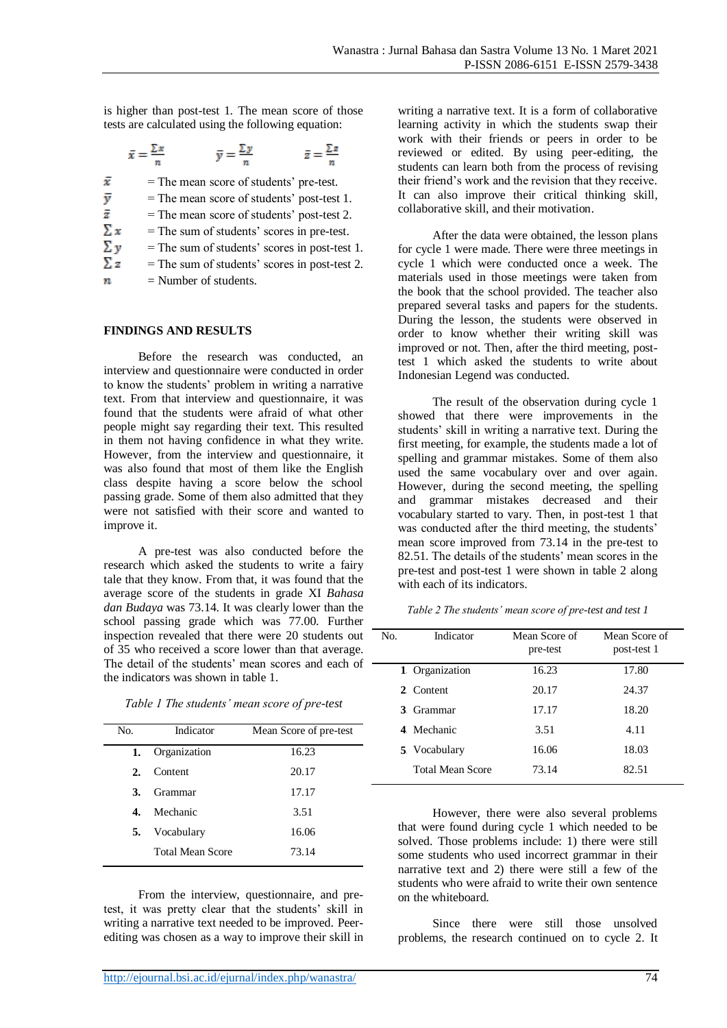is higher than post-test 1. The mean score of those tests are calculated using the following equation:

$$\bar{x} = \frac{\sum x}{n} \qquad \bar{y} = \frac{\sum y}{n} \qquad \bar{z} = \frac{\sum z}{n}$$

$\bar{x}$ = The mean score of students' pre-test.
$\bar{y}$ = The mean score of students' post-test 1.
$\bar{z}$ = The mean score of students' post-test 2.
$\sum x$ = The sum of students' scores in pre-test.
$\sum y$ = The sum of students' scores in post-test 1.
$\sum z$ = The sum of students' scores in post-test 2.
$n$ = Number of students.

## FINDINGS AND RESULTS

Before the research was conducted, an interview and questionnaire were conducted in order to know the students' problem in writing a narrative text. From that interview and questionnaire, it was found that the students were afraid of what other people might say regarding their text. This resulted in them not having confidence in what they write. However, from the interview and questionnaire, it was also found that most of them like the English class despite having a score below the school passing grade. Some of them also admitted that they were not satisfied with their score and wanted to improve it.

A pre-test was also conducted before the research which asked the students to write a fairy tale that they know. From that, it was found that the average score of the students in grade XI *Bahasa dan Budaya* was 73.14. It was clearly lower than the school passing grade which was 77.00. Further inspection revealed that there were 20 students out of 35 who received a score lower than that average. The detail of the students' mean scores and each of the indicators was shown in table 1.

*Table 1 The students' mean score of pre-test*

| No. | Indicator | Mean Score of pre-test |
|---|---|---|
| **1.** | Organization | 16.23 |
| **2.** | Content | 20.17 |
| **3.** | Grammar | 17.17 |
| **4.** | Mechanic | 3.51 |
| **5.** | Vocabulary | 16.06 |
| | Total Mean Score | 73.14 |

From the interview, questionnaire, and pre-test, it was pretty clear that the students' skill in writing a narrative text needed to be improved. Peer-editing was chosen as a way to improve their skill in writing a narrative text. It is a form of collaborative learning activity in which the students swap their work with their friends or peers in order to be reviewed or edited. By using peer-editing, the students can learn both from the process of revising their friend's work and the revision that they receive. It can also improve their critical thinking skill, collaborative skill, and their motivation.

After the data were obtained, the lesson plans for cycle 1 were made. There were three meetings in cycle 1 which were conducted once a week. The materials used in those meetings were taken from the book that the school provided. The teacher also prepared several tasks and papers for the students. During the lesson, the students were observed in order to know whether their writing skill was improved or not. Then, after the third meeting, post-test 1 which asked the students to write about Indonesian Legend was conducted.

The result of the observation during cycle 1 showed that there were improvements in the students' skill in writing a narrative text. During the first meeting, for example, the students made a lot of spelling and grammar mistakes. Some of them also used the same vocabulary over and over again. However, during the second meeting, the spelling and grammar mistakes decreased and their vocabulary started to vary. Then, in post-test 1 that was conducted after the third meeting, the students' mean score improved from 73.14 in the pre-test to 82.51. The details of the students' mean scores in the pre-test and post-test 1 were shown in table 2 along with each of its indicators.

*Table 2 The students' mean score of pre-test and test 1*

| No. | Indicator | Mean Score of pre-test | Mean Score of post-test 1 |
|---|---|---|---|
| **1.** | Organization | 16.23 | 17.80 |
| **2.** | Content | 20.17 | 24.37 |
| **3.** | Grammar | 17.17 | 18.20 |
| **4.** | Mechanic | 3.51 | 4.11 |
| **5.** | Vocabulary | 16.06 | 18.03 |
| | Total Mean Score | 73.14 | 82.51 |

However, there were also several problems that were found during cycle 1 which needed to be solved. Those problems include: 1) there were still some students who used incorrect grammar in their narrative text and 2) there were still a few of the students who were afraid to write their own sentence on the whiteboard.

Since there were still those unsolved problems, the research continued on to cycle 2. It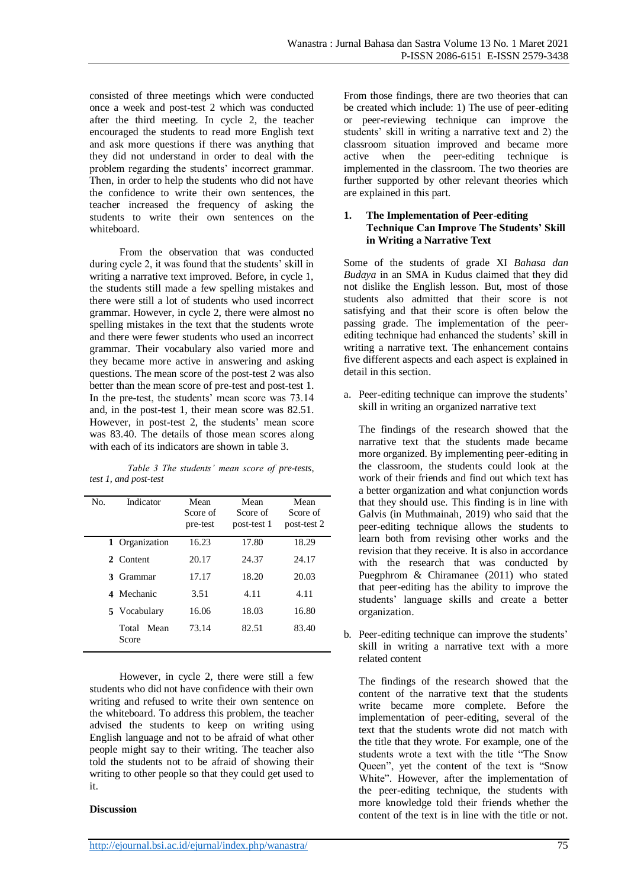consisted of three meetings which were conducted once a week and post-test 2 which was conducted after the third meeting. In cycle 2, the teacher encouraged the students to read more English text and ask more questions if there was anything that they did not understand in order to deal with the problem regarding the students' incorrect grammar. Then, in order to help the students who did not have the confidence to write their own sentences, the teacher increased the frequency of asking the students to write their own sentences on the whiteboard.

From the observation that was conducted during cycle 2, it was found that the students' skill in writing a narrative text improved. Before, in cycle 1, the students still made a few spelling mistakes and there were still a lot of students who used incorrect grammar. However, in cycle 2, there were almost no spelling mistakes in the text that the students wrote and there were fewer students who used an incorrect grammar. Their vocabulary also varied more and they became more active in answering and asking questions. The mean score of the post-test 2 was also better than the mean score of pre-test and post-test 1. In the pre-test, the students' mean score was 73.14 and, in the post-test 1, their mean score was 82.51. However, in post-test 2, the students' mean score was 83.40. The details of those mean scores along with each of its indicators are shown in table 3.

*Table 3 The students' mean score of pre-tests, test 1, and post-test*

| No. | Indicator | Mean Score of pre-test | Mean Score of post-test 1 | Mean Score of post-test 2 |
|---|---|---|---|---|
| 1 | Organization | 16.23 | 17.80 | 18.29 |
| 2 | Content | 20.17 | 24.37 | 24.17 |
| 3 | Grammar | 17.17 | 18.20 | 20.03 |
| 4 | Mechanic | 3.51 | 4.11 | 4.11 |
| 5 | Vocabulary | 16.06 | 18.03 | 16.80 |
| | Total Mean Score | 73.14 | 82.51 | 83.40 |

However, in cycle 2, there were still a few students who did not have confidence with their own writing and refused to write their own sentence on the whiteboard. To address this problem, the teacher advised the students to keep on writing using English language and not to be afraid of what other people might say to their writing. The teacher also told the students not to be afraid of showing their writing to other people so that they could get used to it.

**Discussion**

From those findings, there are two theories that can be created which include: 1) The use of peer-editing or peer-reviewing technique can improve the students' skill in writing a narrative text and 2) the classroom situation improved and became more active when the peer-editing technique is implemented in the classroom. The two theories are further supported by other relevant theories which are explained in this part.

**1. The Implementation of Peer-editing Technique Can Improve The Students' Skill in Writing a Narrative Text**

Some of the students of grade XI *Bahasa dan Budaya* in an SMA in Kudus claimed that they did not dislike the English lesson. But, most of those students also admitted that their score is not satisfying and that their score is often below the passing grade. The implementation of the peer-editing technique had enhanced the students' skill in writing a narrative text. The enhancement contains five different aspects and each aspect is explained in detail in this section.

a. Peer-editing technique can improve the students' skill in writing an organized narrative text

The findings of the research showed that the narrative text that the students made became more organized. By implementing peer-editing in the classroom, the students could look at the work of their friends and find out which text has a better organization and what conjunction words that they should use. This finding is in line with Galvis (in Muthmainah, 2019) who said that the peer-editing technique allows the students to learn both from revising other works and the revision that they receive. It is also in accordance with the research that was conducted by Puegphrom & Chiramanee (2011) who stated that peer-editing has the ability to improve the students' language skills and create a better organization.

b. Peer-editing technique can improve the students' skill in writing a narrative text with a more related content

The findings of the research showed that the content of the narrative text that the students write became more complete. Before the implementation of peer-editing, several of the text that the students wrote did not match with the title that they wrote. For example, one of the students wrote a text with the title "The Snow Queen", yet the content of the text is "Snow White". However, after the implementation of the peer-editing technique, the students with more knowledge told their friends whether the content of the text is in line with the title or not.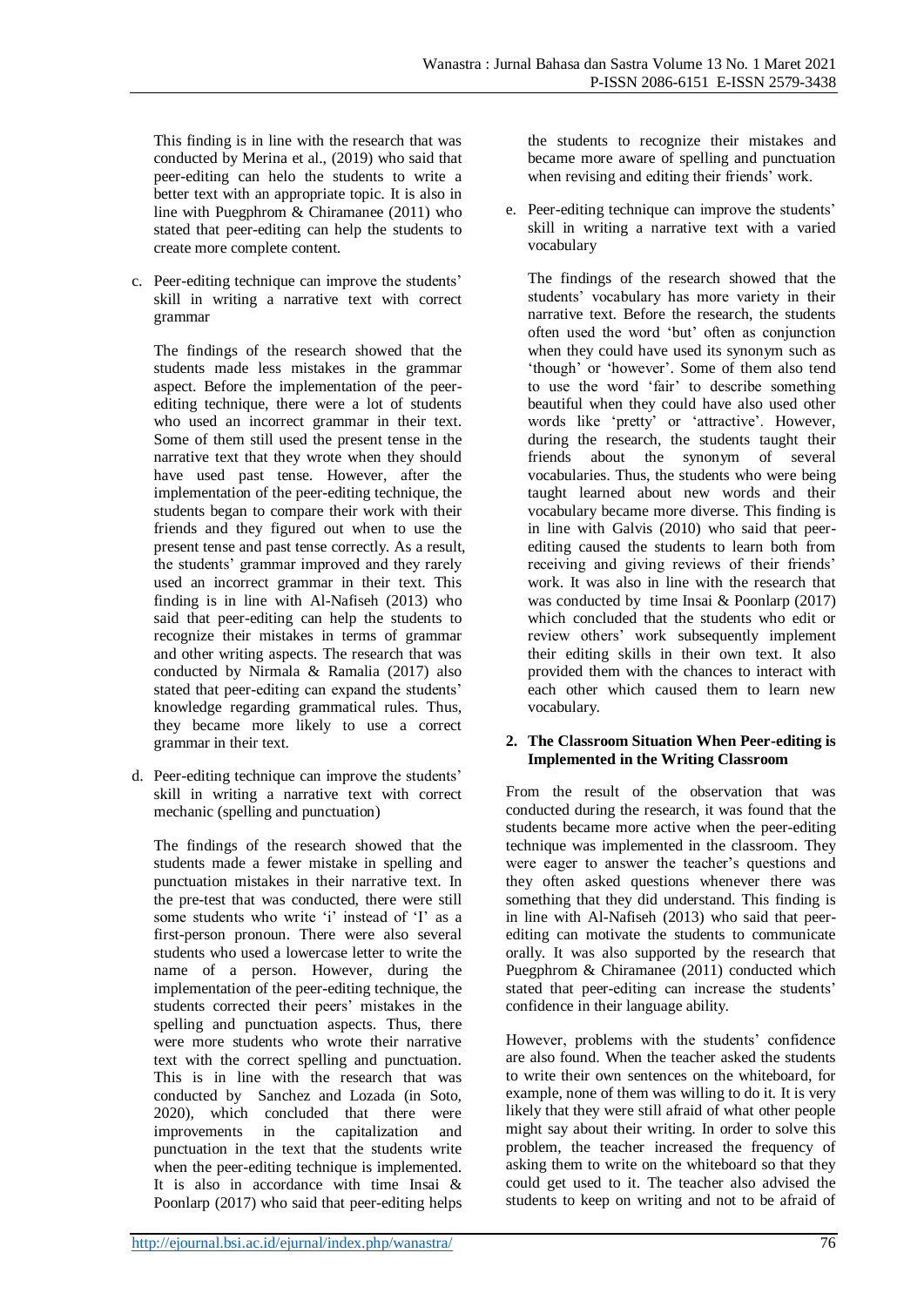This finding is in line with the research that was conducted by Merina et al., (2019) who said that peer-editing can helo the students to write a better text with an appropriate topic. It is also in line with Puegphrom & Chiramanee (2011) who stated that peer-editing can help the students to create more complete content.

c. Peer-editing technique can improve the students' skill in writing a narrative text with correct grammar

The findings of the research showed that the students made less mistakes in the grammar aspect. Before the implementation of the peer-editing technique, there were a lot of students who used an incorrect grammar in their text. Some of them still used the present tense in the narrative text that they wrote when they should have used past tense. However, after the implementation of the peer-editing technique, the students began to compare their work with their friends and they figured out when to use the present tense and past tense correctly. As a result, the students' grammar improved and they rarely used an incorrect grammar in their text. This finding is in line with Al-Nafiseh (2013) who said that peer-editing can help the students to recognize their mistakes in terms of grammar and other writing aspects. The research that was conducted by Nirmala & Ramalia (2017) also stated that peer-editing can expand the students' knowledge regarding grammatical rules. Thus, they became more likely to use a correct grammar in their text.

d. Peer-editing technique can improve the students' skill in writing a narrative text with correct mechanic (spelling and punctuation)

The findings of the research showed that the students made a fewer mistake in spelling and punctuation mistakes in their narrative text. In the pre-test that was conducted, there were still some students who write 'i' instead of 'I' as a first-person pronoun. There were also several students who used a lowercase letter to write the name of a person. However, during the implementation of the peer-editing technique, the students corrected their peers' mistakes in the spelling and punctuation aspects. Thus, there were more students who wrote their narrative text with the correct spelling and punctuation. This is in line with the research that was conducted by Sanchez and Lozada (in Soto, 2020), which concluded that there were improvements in the capitalization and punctuation in the text that the students write when the peer-editing technique is implemented. It is also in accordance with time Insai & Poonlarp (2017) who said that peer-editing helps the students to recognize their mistakes and became more aware of spelling and punctuation when revising and editing their friends' work.

e. Peer-editing technique can improve the students' skill in writing a narrative text with a varied vocabulary

The findings of the research showed that the students' vocabulary has more variety in their narrative text. Before the research, the students often used the word 'but' often as conjunction when they could have used its synonym such as 'though' or 'however'. Some of them also tend to use the word 'fair' to describe something beautiful when they could have also used other words like 'pretty' or 'attractive'. However, during the research, the students taught their friends about the synonym of several vocabularies. Thus, the students who were being taught learned about new words and their vocabulary became more diverse. This finding is in line with Galvis (2010) who said that peer-editing caused the students to learn both from receiving and giving reviews of their friends' work. It was also in line with the research that was conducted by time Insai & Poonlarp (2017) which concluded that the students who edit or review others' work subsequently implement their editing skills in their own text. It also provided them with the chances to interact with each other which caused them to learn new vocabulary.

## 2. The Classroom Situation When Peer-editing is Implemented in the Writing Classroom

From the result of the observation that was conducted during the research, it was found that the students became more active when the peer-editing technique was implemented in the classroom. They were eager to answer the teacher's questions and they often asked questions whenever there was something that they did understand. This finding is in line with Al-Nafiseh (2013) who said that peer-editing can motivate the students to communicate orally. It was also supported by the research that Puegphrom & Chiramanee (2011) conducted which stated that peer-editing can increase the students' confidence in their language ability.

However, problems with the students' confidence are also found. When the teacher asked the students to write their own sentences on the whiteboard, for example, none of them was willing to do it. It is very likely that they were still afraid of what other people might say about their writing. In order to solve this problem, the teacher increased the frequency of asking them to write on the whiteboard so that they could get used to it. The teacher also advised the students to keep on writing and not to be afraid of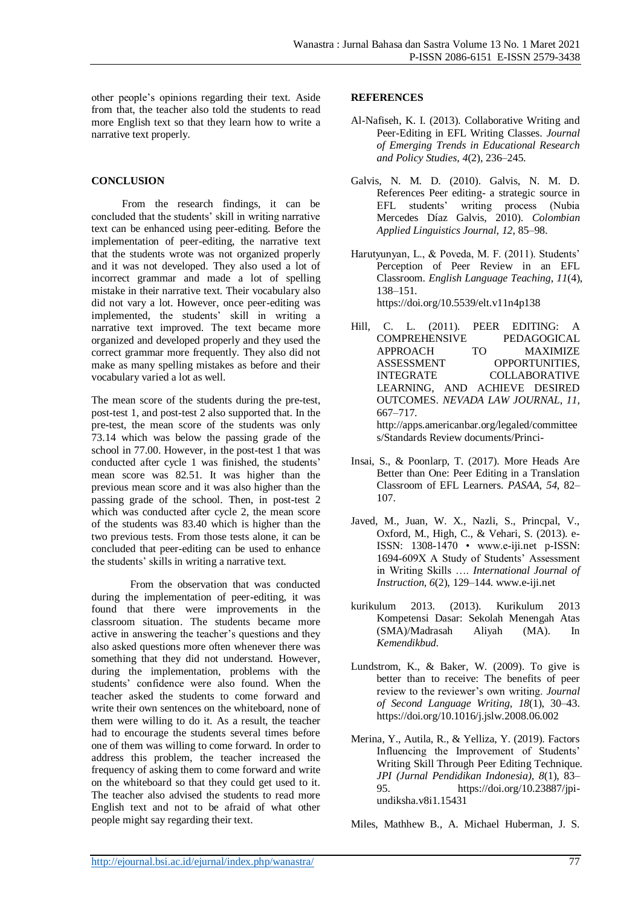other people's opinions regarding their text. Aside from that, the teacher also told the students to read more English text so that they learn how to write a narrative text properly.

## CONCLUSION

From the research findings, it can be concluded that the students' skill in writing narrative text can be enhanced using peer-editing. Before the implementation of peer-editing, the narrative text that the students wrote was not organized properly and it was not developed. They also used a lot of incorrect grammar and made a lot of spelling mistake in their narrative text. Their vocabulary also did not vary a lot. However, once peer-editing was implemented, the students' skill in writing a narrative text improved. The text became more organized and developed properly and they used the correct grammar more frequently. They also did not make as many spelling mistakes as before and their vocabulary varied a lot as well.

The mean score of the students during the pre-test, post-test 1, and post-test 2 also supported that. In the pre-test, the mean score of the students was only 73.14 which was below the passing grade of the school in 77.00. However, in the post-test 1 that was conducted after cycle 1 was finished, the students' mean score was 82.51. It was higher than the previous mean score and it was also higher than the passing grade of the school. Then, in post-test 2 which was conducted after cycle 2, the mean score of the students was 83.40 which is higher than the two previous tests. From those tests alone, it can be concluded that peer-editing can be used to enhance the students' skills in writing a narrative text.

From the observation that was conducted during the implementation of peer-editing, it was found that there were improvements in the classroom situation. The students became more active in answering the teacher's questions and they also asked questions more often whenever there was something that they did not understand. However, during the implementation, problems with the students' confidence were also found. When the teacher asked the students to come forward and write their own sentences on the whiteboard, none of them were willing to do it. As a result, the teacher had to encourage the students several times before one of them was willing to come forward. In order to address this problem, the teacher increased the frequency of asking them to come forward and write on the whiteboard so that they could get used to it. The teacher also advised the students to read more English text and not to be afraid of what other people might say regarding their text.

## REFERENCES

Al-Nafiseh, K. I. (2013). Collaborative Writing and Peer-Editing in EFL Writing Classes. *Journal of Emerging Trends in Educational Research and Policy Studies*, *4*(2), 236–245.

Galvis, N. M. D. (2010). Galvis, N. M. D. References Peer editing- a strategic source in EFL students' writing process (Nubia Mercedes Díaz Galvis, 2010). *Colombian Applied Linguistics Journal*, *12*, 85–98.

Harutyunyan, L., & Poveda, M. F. (2011). Students' Perception of Peer Review in an EFL Classroom. *English Language Teaching*, *11*(4), 138–151. https://doi.org/10.5539/elt.v11n4p138

Hill, C. L. (2011). PEER EDITING: A COMPREHENSIVE PEDAGOGICAL APPROACH TO MAXIMIZE ASSESSMENT OPPORTUNITIES, INTEGRATE COLLABORATIVE LEARNING, AND ACHIEVE DESIRED OUTCOMES. *NEVADA LAW JOURNAL*, *11*, 667–717. http://apps.americanbar.org/legaled/committees/Standards Review documents/Princi-

Insai, S., & Poonlarp, T. (2017). More Heads Are Better than One: Peer Editing in a Translation Classroom of EFL Learners. *PASAA*, *54*, 82–107.

Javed, M., Juan, W. X., Nazli, S., Princpal, V., Oxford, M., High, C., & Vehari, S. (2013). e-ISSN: 1308-1470 • www.e-iji.net p-ISSN: 1694-609X A Study of Students' Assessment in Writing Skills …. *International Journal of Instruction*, *6*(2), 129–144. www.e-iji.net

kurikulum 2013. (2013). Kurikulum 2013 Kompetensi Dasar: Sekolah Menengah Atas (SMA)/Madrasah Aliyah (MA). In *Kemendikbud*.

Lundstrom, K., & Baker, W. (2009). To give is better than to receive: The benefits of peer review to the reviewer's own writing. *Journal of Second Language Writing*, *18*(1), 30–43. https://doi.org/10.1016/j.jslw.2008.06.002

Merina, Y., Autila, R., & Yelliza, Y. (2019). Factors Influencing the Improvement of Students' Writing Skill Through Peer Editing Technique. *JPI (Jurnal Pendidikan Indonesia)*, *8*(1), 83–95. https://doi.org/10.23887/jpi-undiksha.v8i1.15431

Miles, Mathhew B., A. Michael Huberman, J. S.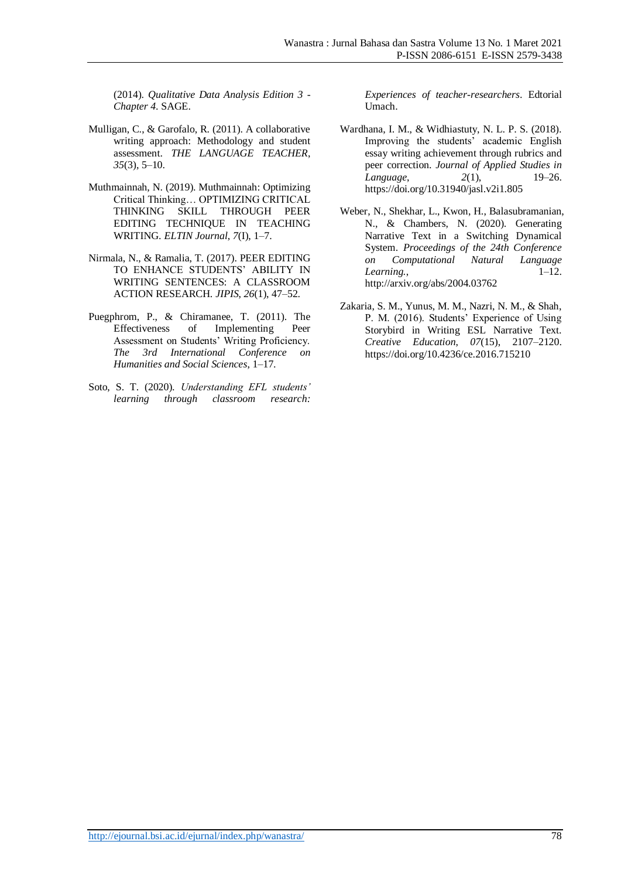(2014). *Qualitative Data Analysis Edition 3 - Chapter 4*. SAGE.

Mulligan, C., & Garofalo, R. (2011). A collaborative writing approach: Methodology and student assessment. *THE LANGUAGE TEACHER*, *35*(3), 5–10.

Muthmainnah, N. (2019). Muthmainnah: Optimizing Critical Thinking… OPTIMIZING CRITICAL THINKING SKILL THROUGH PEER EDITING TECHNIQUE IN TEACHING WRITING. *ELTIN Journal*, *7*(I), 1–7.

Nirmala, N., & Ramalia, T. (2017). PEER EDITING TO ENHANCE STUDENTS' ABILITY IN WRITING SENTENCES: A CLASSROOM ACTION RESEARCH. *JIPIS*, *26*(1), 47–52.

Puegphrom, P., & Chiramanee, T. (2011). The Effectiveness of Implementing Peer Assessment on Students' Writing Proficiency. *The 3rd International Conference on Humanities and Social Sciences*, 1–17.

Soto, S. T. (2020). *Understanding EFL students' learning through classroom research: Experiences of teacher-researchers*. Edtorial Umach.

Wardhana, I. M., & Widhiastuty, N. L. P. S. (2018). Improving the students' academic English essay writing achievement through rubrics and peer correction. *Journal of Applied Studies in Language*, *2*(1), 19–26. https://doi.org/10.31940/jasl.v2i1.805

Weber, N., Shekhar, L., Kwon, H., Balasubramanian, N., & Chambers, N. (2020). Generating Narrative Text in a Switching Dynamical System. *Proceedings of the 24th Conference on Computational Natural Language Learning.*, 1–12. http://arxiv.org/abs/2004.03762

Zakaria, S. M., Yunus, M. M., Nazri, N. M., & Shah, P. M. (2016). Students' Experience of Using Storybird in Writing ESL Narrative Text. *Creative Education*, *07*(15), 2107–2120. https://doi.org/10.4236/ce.2016.715210